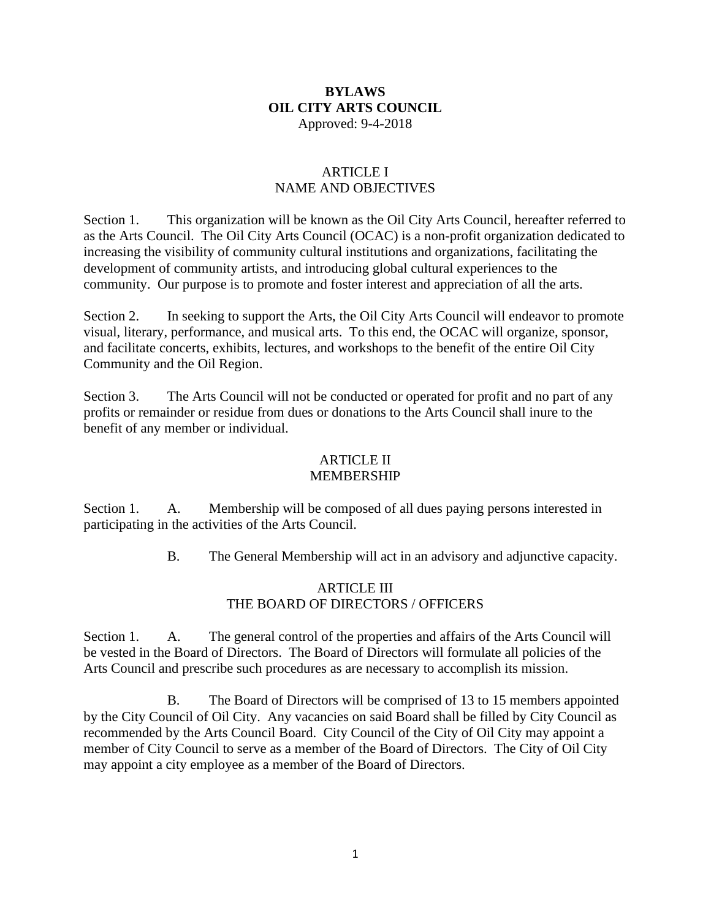# BYLAWS
# OIL CITY ARTS COUNCIL

Approved: 9-4-2018

## ARTICLE I
## NAME AND OBJECTIVES

Section 1. This organization will be known as the Oil City Arts Council, hereafter referred to as the Arts Council. The Oil City Arts Council (OCAC) is a non-profit organization dedicated to increasing the visibility of community cultural institutions and organizations, facilitating the development of community artists, and introducing global cultural experiences to the community. Our purpose is to promote and foster interest and appreciation of all the arts.

Section 2. In seeking to support the Arts, the Oil City Arts Council will endeavor to promote visual, literary, performance, and musical arts. To this end, the OCAC will organize, sponsor, and facilitate concerts, exhibits, lectures, and workshops to the benefit of the entire Oil City Community and the Oil Region.

Section 3. The Arts Council will not be conducted or operated for profit and no part of any profits or remainder or residue from dues or donations to the Arts Council shall inure to the benefit of any member or individual.

## ARTICLE II
## MEMBERSHIP

Section 1. A. Membership will be composed of all dues paying persons interested in participating in the activities of the Arts Council.

B. The General Membership will act in an advisory and adjunctive capacity.

## ARTICLE III
## THE BOARD OF DIRECTORS / OFFICERS

Section 1. A. The general control of the properties and affairs of the Arts Council will be vested in the Board of Directors. The Board of Directors will formulate all policies of the Arts Council and prescribe such procedures as are necessary to accomplish its mission.

B. The Board of Directors will be comprised of 13 to 15 members appointed by the City Council of Oil City. Any vacancies on said Board shall be filled by City Council as recommended by the Arts Council Board. City Council of the City of Oil City may appoint a member of City Council to serve as a member of the Board of Directors. The City of Oil City may appoint a city employee as a member of the Board of Directors.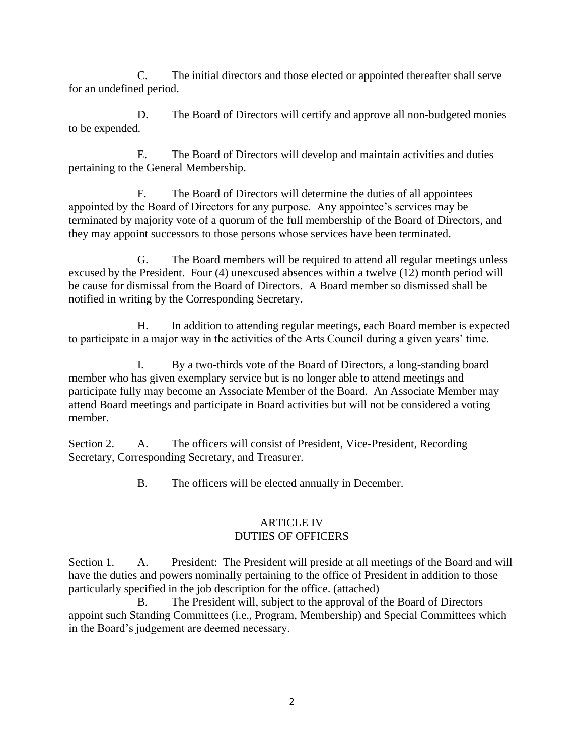C. The initial directors and those elected or appointed thereafter shall serve for an undefined period.

D. The Board of Directors will certify and approve all non-budgeted monies to be expended.

E. The Board of Directors will develop and maintain activities and duties pertaining to the General Membership.

F. The Board of Directors will determine the duties of all appointees appointed by the Board of Directors for any purpose. Any appointee's services may be terminated by majority vote of a quorum of the full membership of the Board of Directors, and they may appoint successors to those persons whose services have been terminated.

G. The Board members will be required to attend all regular meetings unless excused by the President. Four (4) unexcused absences within a twelve (12) month period will be cause for dismissal from the Board of Directors. A Board member so dismissed shall be notified in writing by the Corresponding Secretary.

H. In addition to attending regular meetings, each Board member is expected to participate in a major way in the activities of the Arts Council during a given years' time.

I. By a two-thirds vote of the Board of Directors, a long-standing board member who has given exemplary service but is no longer able to attend meetings and participate fully may become an Associate Member of the Board. An Associate Member may attend Board meetings and participate in Board activities but will not be considered a voting member.

Section 2. A. The officers will consist of President, Vice-President, Recording Secretary, Corresponding Secretary, and Treasurer.

B. The officers will be elected annually in December.

## ARTICLE IV
## DUTIES OF OFFICERS

Section 1. A. President: The President will preside at all meetings of the Board and will have the duties and powers nominally pertaining to the office of President in addition to those particularly specified in the job description for the office. (attached)

B. The President will, subject to the approval of the Board of Directors appoint such Standing Committees (i.e., Program, Membership) and Special Committees which in the Board's judgement are deemed necessary.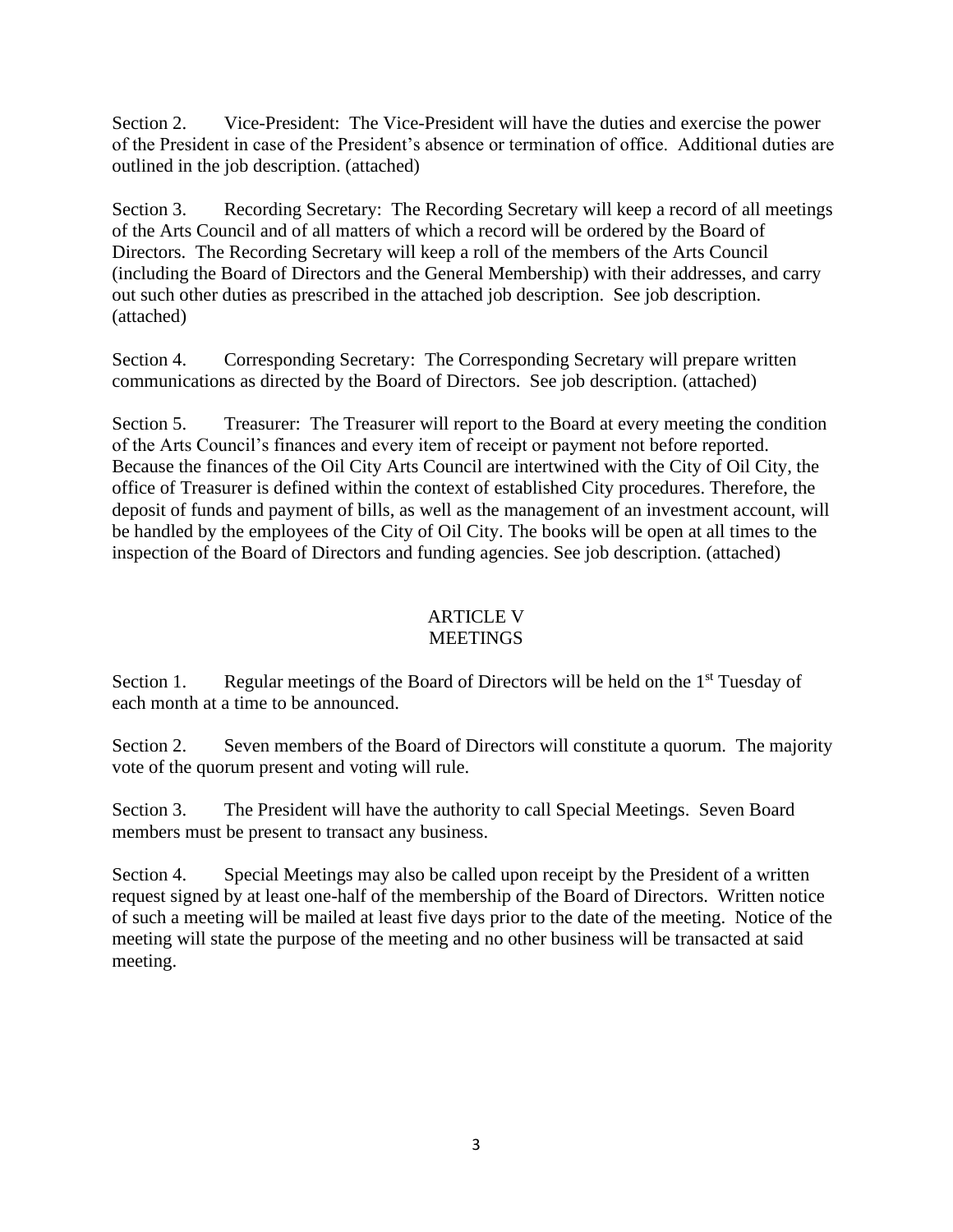Section 2. Vice-President: The Vice-President will have the duties and exercise the power of the President in case of the President's absence or termination of office. Additional duties are outlined in the job description. (attached)

Section 3. Recording Secretary: The Recording Secretary will keep a record of all meetings of the Arts Council and of all matters of which a record will be ordered by the Board of Directors. The Recording Secretary will keep a roll of the members of the Arts Council (including the Board of Directors and the General Membership) with their addresses, and carry out such other duties as prescribed in the attached job description. See job description. (attached)

Section 4. Corresponding Secretary: The Corresponding Secretary will prepare written communications as directed by the Board of Directors. See job description. (attached)

Section 5. Treasurer: The Treasurer will report to the Board at every meeting the condition of the Arts Council's finances and every item of receipt or payment not before reported. Because the finances of the Oil City Arts Council are intertwined with the City of Oil City, the office of Treasurer is defined within the context of established City procedures. Therefore, the deposit of funds and payment of bills, as well as the management of an investment account, will be handled by the employees of the City of Oil City. The books will be open at all times to the inspection of the Board of Directors and funding agencies. See job description. (attached)

## ARTICLE V
## MEETINGS

Section 1. Regular meetings of the Board of Directors will be held on the 1st Tuesday of each month at a time to be announced.

Section 2. Seven members of the Board of Directors will constitute a quorum. The majority vote of the quorum present and voting will rule.

Section 3. The President will have the authority to call Special Meetings. Seven Board members must be present to transact any business.

Section 4. Special Meetings may also be called upon receipt by the President of a written request signed by at least one-half of the membership of the Board of Directors. Written notice of such a meeting will be mailed at least five days prior to the date of the meeting. Notice of the meeting will state the purpose of the meeting and no other business will be transacted at said meeting.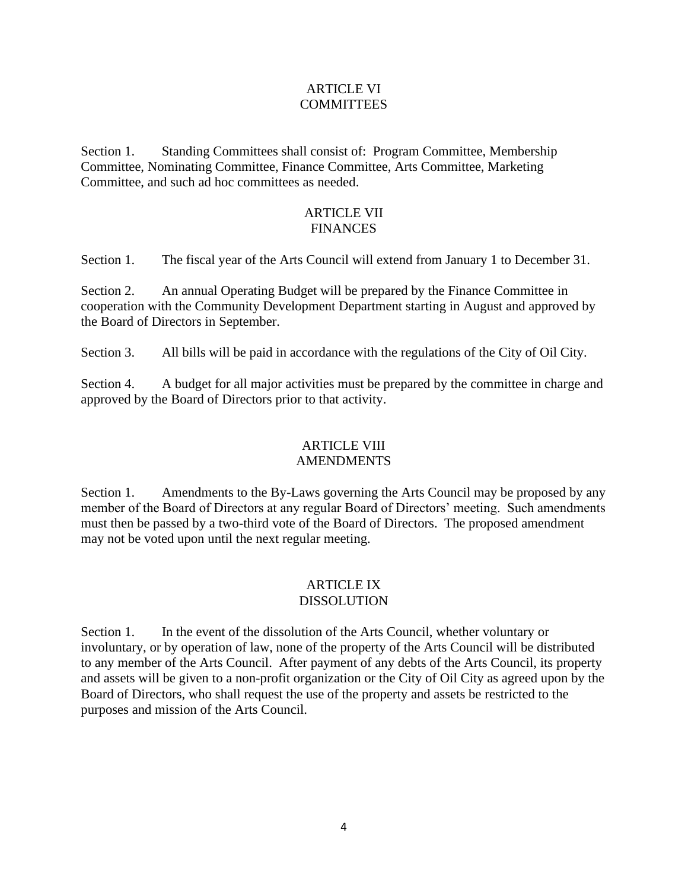## ARTICLE VI
## COMMITTEES

Section 1. Standing Committees shall consist of: Program Committee, Membership Committee, Nominating Committee, Finance Committee, Arts Committee, Marketing Committee, and such ad hoc committees as needed.

## ARTICLE VII
## FINANCES

Section 1. The fiscal year of the Arts Council will extend from January 1 to December 31.

Section 2. An annual Operating Budget will be prepared by the Finance Committee in cooperation with the Community Development Department starting in August and approved by the Board of Directors in September.

Section 3. All bills will be paid in accordance with the regulations of the City of Oil City.

Section 4. A budget for all major activities must be prepared by the committee in charge and approved by the Board of Directors prior to that activity.

## ARTICLE VIII
## AMENDMENTS

Section 1. Amendments to the By-Laws governing the Arts Council may be proposed by any member of the Board of Directors at any regular Board of Directors' meeting. Such amendments must then be passed by a two-third vote of the Board of Directors. The proposed amendment may not be voted upon until the next regular meeting.

## ARTICLE IX
## DISSOLUTION

Section 1. In the event of the dissolution of the Arts Council, whether voluntary or involuntary, or by operation of law, none of the property of the Arts Council will be distributed to any member of the Arts Council. After payment of any debts of the Arts Council, its property and assets will be given to a non-profit organization or the City of Oil City as agreed upon by the Board of Directors, who shall request the use of the property and assets be restricted to the purposes and mission of the Arts Council.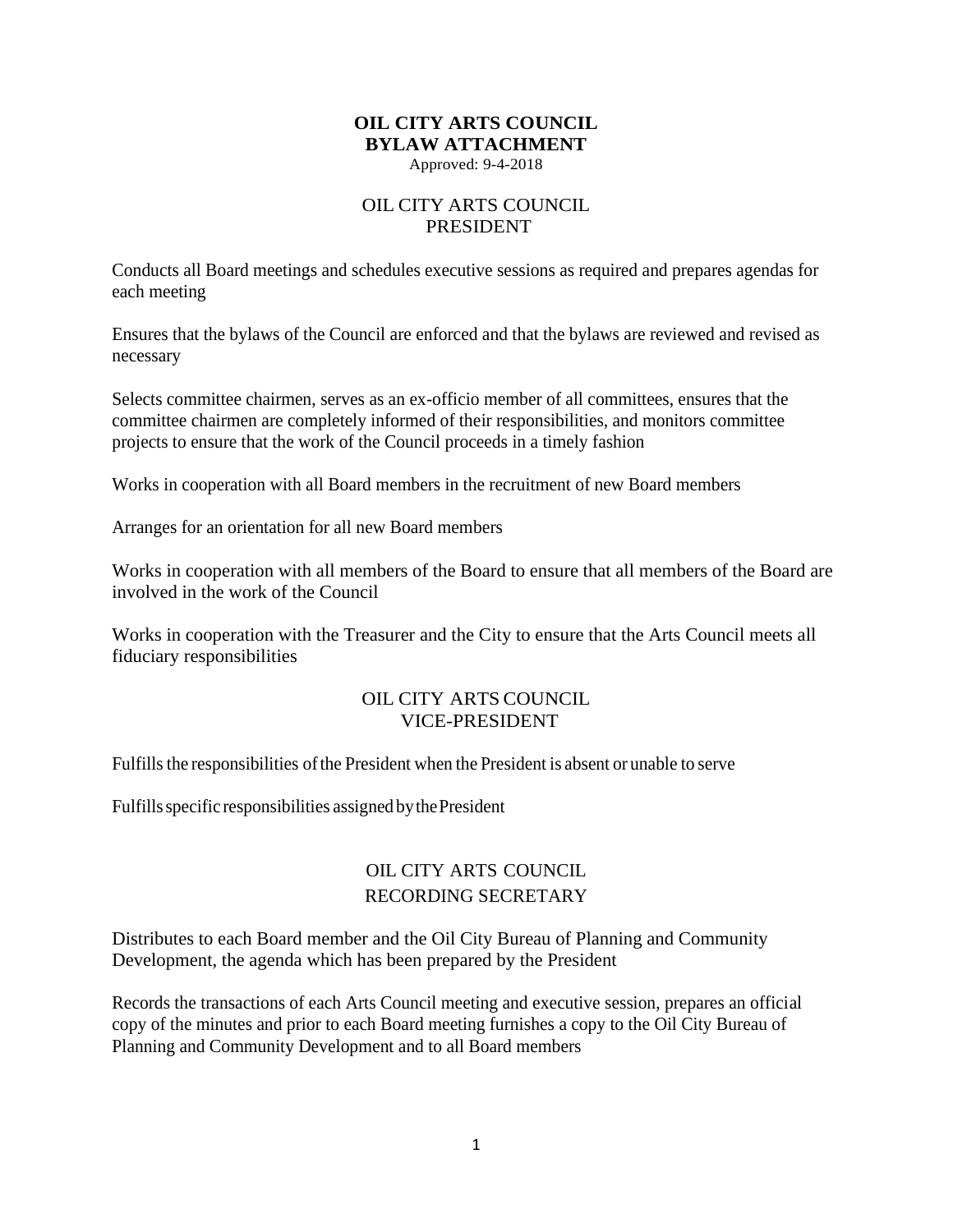# OIL CITY ARTS COUNCIL
# BYLAW ATTACHMENT

Approved: 9-4-2018

## OIL CITY ARTS COUNCIL
## PRESIDENT

Conducts all Board meetings and schedules executive sessions as required and prepares agendas for each meeting

Ensures that the bylaws of the Council are enforced and that the bylaws are reviewed and revised as necessary

Selects committee chairmen, serves as an ex-officio member of all committees, ensures that the committee chairmen are completely informed of their responsibilities, and monitors committee projects to ensure that the work of the Council proceeds in a timely fashion

Works in cooperation with all Board members in the recruitment of new Board members

Arranges for an orientation for all new Board members

Works in cooperation with all members of the Board to ensure that all members of the Board are involved in the work of the Council

Works in cooperation with the Treasurer and the City to ensure that the Arts Council meets all fiduciary responsibilities

## OIL CITY ARTS COUNCIL
## VICE-PRESIDENT

Fulfills the responsibilities of the President when the President is absent or unable to serve

Fulfills specific responsibilities assigned by the President

## OIL CITY ARTS COUNCIL
## RECORDING SECRETARY

Distributes to each Board member and the Oil City Bureau of Planning and Community Development, the agenda which has been prepared by the President

Records the transactions of each Arts Council meeting and executive session, prepares an official copy of the minutes and prior to each Board meeting furnishes a copy to the Oil City Bureau of Planning and Community Development and to all Board members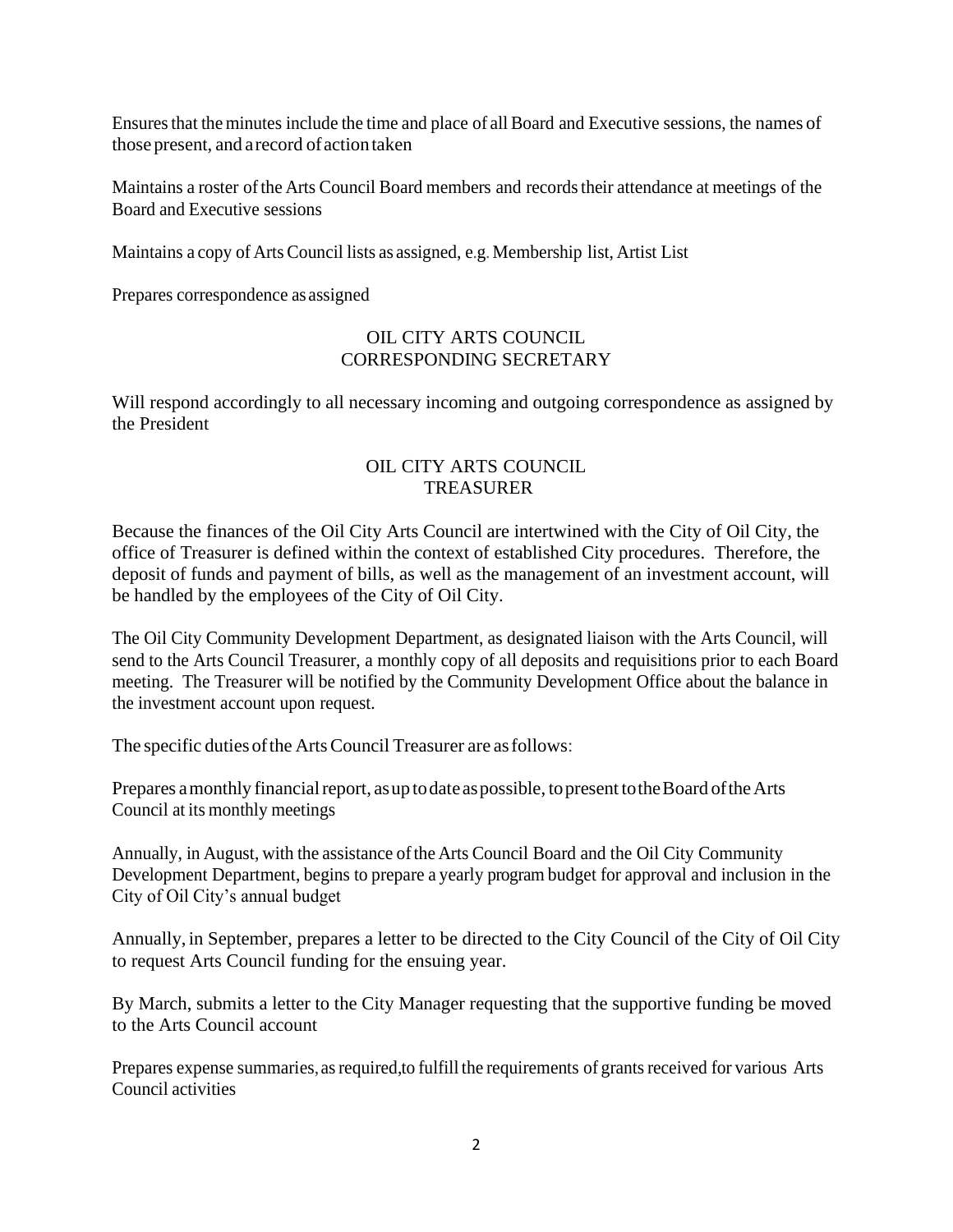Ensures that the minutes include the time and place of all Board and Executive sessions, the names of those present, and a record of action taken

Maintains a roster of the Arts Council Board members and records their attendance at meetings of the Board and Executive sessions

Maintains a copy of Arts Council lists as assigned, e.g. Membership list, Artist List

Prepares correspondence as assigned

## OIL CITY ARTS COUNCIL
## CORRESPONDING SECRETARY

Will respond accordingly to all necessary incoming and outgoing correspondence as assigned by the President

## OIL CITY ARTS COUNCIL
## TREASURER

Because the finances of the Oil City Arts Council are intertwined with the City of Oil City, the office of Treasurer is defined within the context of established City procedures. Therefore, the deposit of funds and payment of bills, as well as the management of an investment account, will be handled by the employees of the City of Oil City.

The Oil City Community Development Department, as designated liaison with the Arts Council, will send to the Arts Council Treasurer, a monthly copy of all deposits and requisitions prior to each Board meeting. The Treasurer will be notified by the Community Development Office about the balance in the investment account upon request.

The specific duties of the Arts Council Treasurer are as follows:

Prepares a monthly financial report, as up to date as possible, to present to the Board of the Arts Council at its monthly meetings

Annually, in August, with the assistance of the Arts Council Board and the Oil City Community Development Department, begins to prepare a yearly program budget for approval and inclusion in the City of Oil City's annual budget

Annually, in September, prepares a letter to be directed to the City Council of the City of Oil City to request Arts Council funding for the ensuing year.

By March, submits a letter to the City Manager requesting that the supportive funding be moved to the Arts Council account

Prepares expense summaries, as required, to fulfill the requirements of grants received for various Arts Council activities